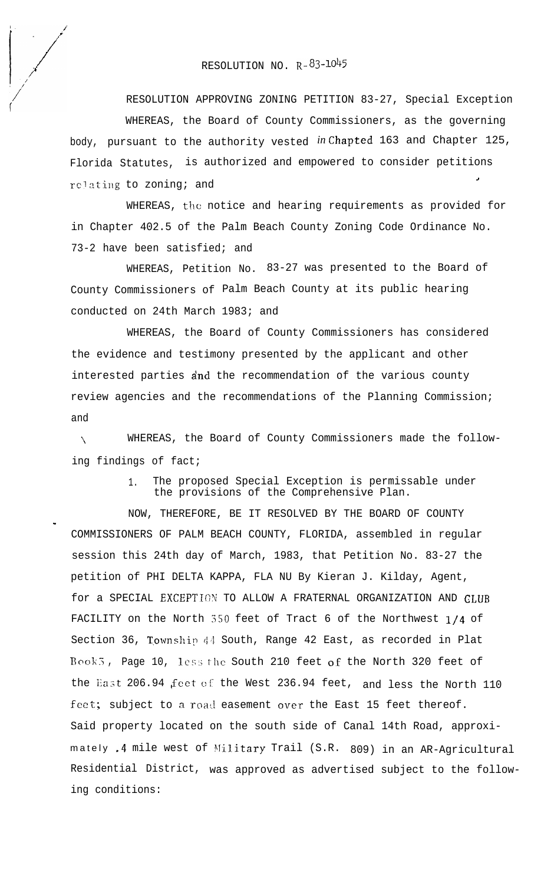RESOLUTION NO. R-83-1045

RESOLUTION APPROVING ZONING PETITION 83-27, Special Exception

WHEREAS, the Board of County Commissioners, as the governing body, pursuant to the authority vested in Chapted 163 and Chapter 125, Florida Statutes, is authorized and empowered to consider petitions relating to zoning; and

WHEREAS, the notice and hearing requirements as provided for in Chapter 402.5 of the Palm Beach County Zoning Code Ordinance No. 73-2 have been satisfied; and

WHEREAS, Petition No. 83-27 was presented to the Board of County Commissioners of Palm Beach County at its public hearing conducted on 24th March 1983; and

WHEREAS, the Board of County Commissioners has considered the evidence and testimony presented by the applicant and other interested parties and the recommendation of the various county review agencies and the recommendations of the Planning Commission; and

WHEREAS, the Board of County Commissioners made the following findings of fact;

1. The proposed Special Exception is permissable under the provisions of the Comprehensive Plan.

NOW, THEREFORE, BE IT RESOLVED BY THE BOARD OF COUNTY COMMISSIONERS OF PALM BEACH COUNTY, FLORIDA, assembled in regular session this 24th day of March, 1983, that Petition No. 83-27 the petition of PHI DELTA KAPPA, FLA NU By Kieran J. Kilday, Agent, for a SPECIAL EXCEPTION TO ALLOW A FRATERNAL ORGANIZATION AND CLUB FACILITY on the North 350 feet of Tract 6 of the Northwest 1/4 of Section 36, Township 44 South, Range 42 East, as recorded in Plat Book 5, Page 10, less the South 210 feet of the North 320 feet of the East 206.94 feet of the West 236.94 feet, and less the North 110 feet; subject to a road easement over the East 15 feet thereof. Said property located on the south side of Canal 14th Road, approximately .4 mile west of Military Trail (S.R. 809) in an AR-Agricultural Residential District, was approved as advertised subject to the following conditions: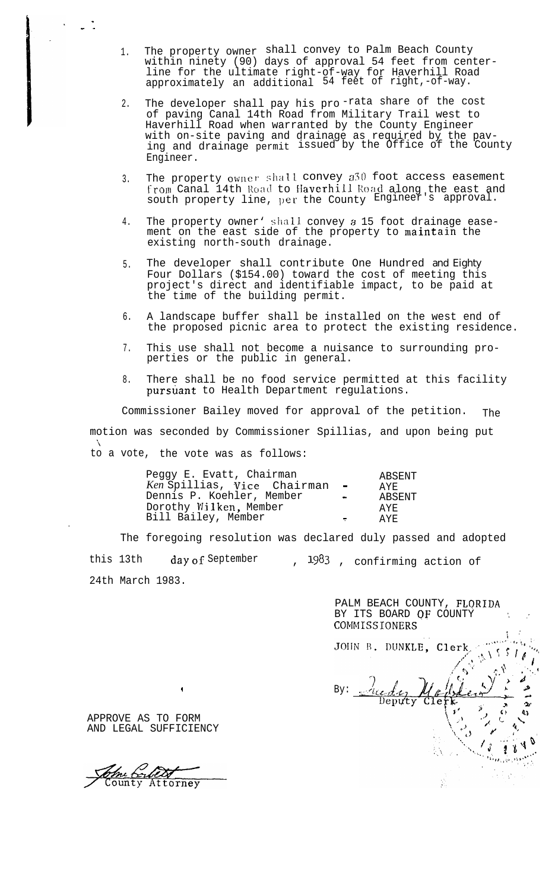1. The property owner shall convey to Palm Beach County within ninety (90) days of approval 54 feet from centerline for the ultimate right-of-way for Haverhill Road approximately an additional 54 feet of right,-of-way.

2. The developer shall pay his pro -rata share of the cost of paving Canal 14th Road from Military Trail west to Haverhill Road when warranted by the County Engineer with on-site paving and drainage as required by the paving and drainage permit issued by the Office of the County Engineer.

3. The property owner shall convey a30 foot access easement from Canal 14th Road to Haverhill Road along the east and south property line, per the County Engineer's approval.

4. The property owner' shall convey a 15 foot drainage easement on the east side of the property to maintain the existing north-south drainage.

5. The developer shall contribute One Hundred and Eighty Four Dollars ($154.00) toward the cost of meeting this project's direct and identifiable impact, to be paid at the time of the building permit.

6. A landscape buffer shall be installed on the west end of the proposed picnic area to protect the existing residence.

7. This use shall not become a nuisance to surrounding properties or the public in general.

8. There shall be no food service permitted at this facility pursuant to Health Department regulations.

Commissioner Bailey moved for approval of the petition. The motion was seconded by Commissioner Spillias, and upon being put to a vote, the vote was as follows:

| | | |
|---|---|---|
| Peggy E. Evatt, Chairman | | ABSENT |
| Ken Spillias, Vice Chairman | - | AYE |
| Dennis P. Koehler, Member | - | ABSENT |
| Dorothy Wilken, Member | | AYE |
| Bill Bailey, Member | - | AYE |

The foregoing resolution was declared duly passed and adopted this 13th day of September , 1983 , confirming action of 24th March 1983.

PALM BEACH COUNTY, FLORIDA
BY ITS BOARD OF COUNTY
COMMISSIONERS

JOHN B. DUNKLE, Clerk

By: ____________________
Deputy Clerk

APPROVE AS TO FORM
AND LEGAL SUFFICIENCY

____________________
County Attorney